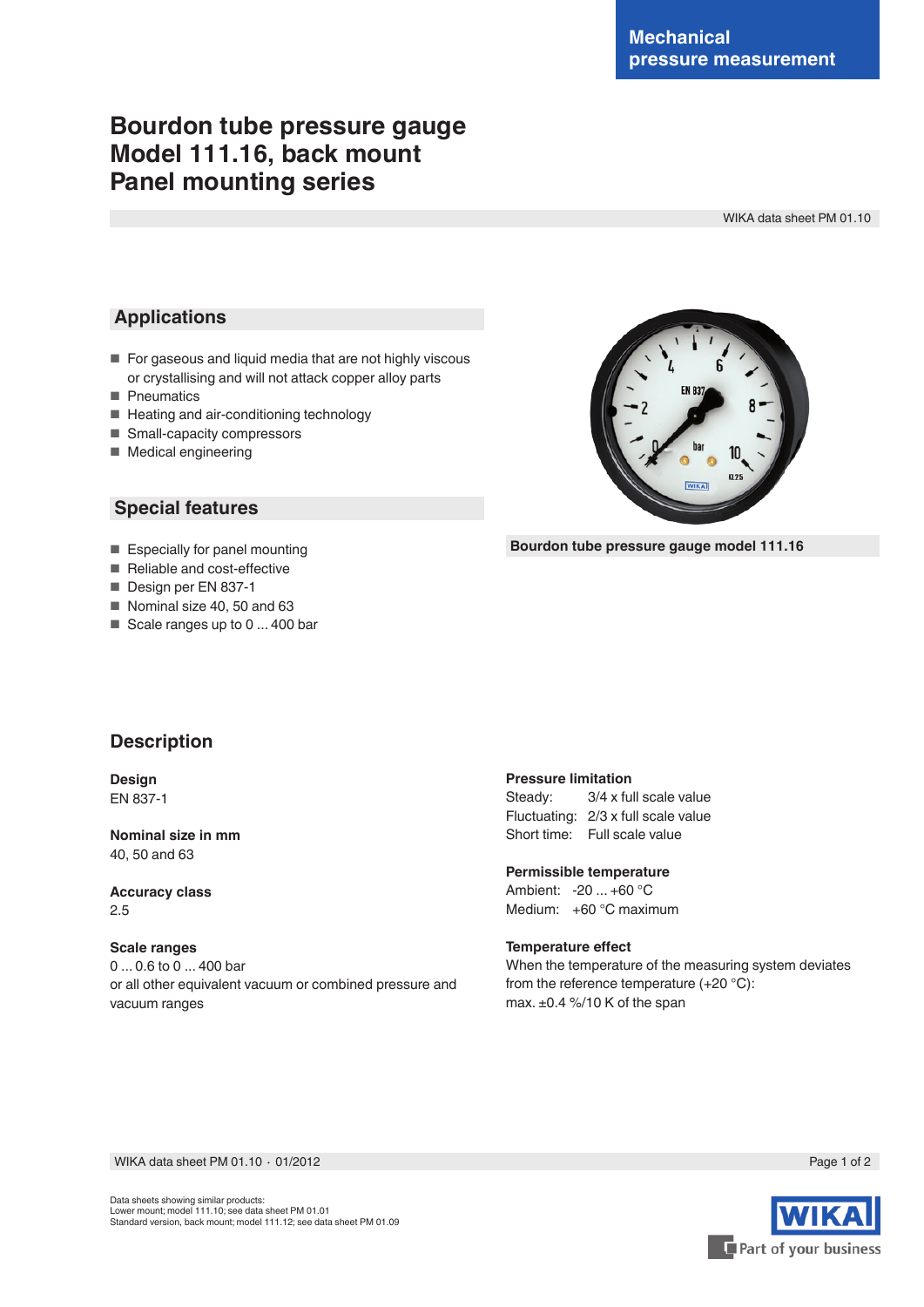Mechanical pressure measurement

# Bourdon tube pressure gauge Model 111.16, back mount Panel mounting series

WIKA data sheet PM 01.10

## Applications

- For gaseous and liquid media that are not highly viscous or crystallising and will not attack copper alloy parts
- Pneumatics
- Heating and air-conditioning technology
- Small-capacity compressors
- Medical engineering

## Special features

- Especially for panel mounting
- Reliable and cost-effective
- Design per EN 837-1
- Nominal size 40, 50 and 63
- Scale ranges up to 0 ... 400 bar

Bourdon tube pressure gauge model 111.16

## Description

**Design**
EN 837-1

**Nominal size in mm**
40, 50 and 63

**Accuracy class**
2.5

**Scale ranges**
0 ... 0.6 to 0 ... 400 bar
or all other equivalent vacuum or combined pressure and vacuum ranges

**Pressure limitation**
Steady: 3/4 x full scale value
Fluctuating: 2/3 x full scale value
Short time: Full scale value

**Permissible temperature**
Ambient: -20 ... +60 °C
Medium: +60 °C maximum

**Temperature effect**
When the temperature of the measuring system deviates from the reference temperature (+20 °C):
max. ±0.4 %/10 K of the span

Data sheets showing similar products:
Lower mount; model 111.10; see data sheet PM 01.01
Standard version, back mount; model 111.12; see data sheet PM 01.09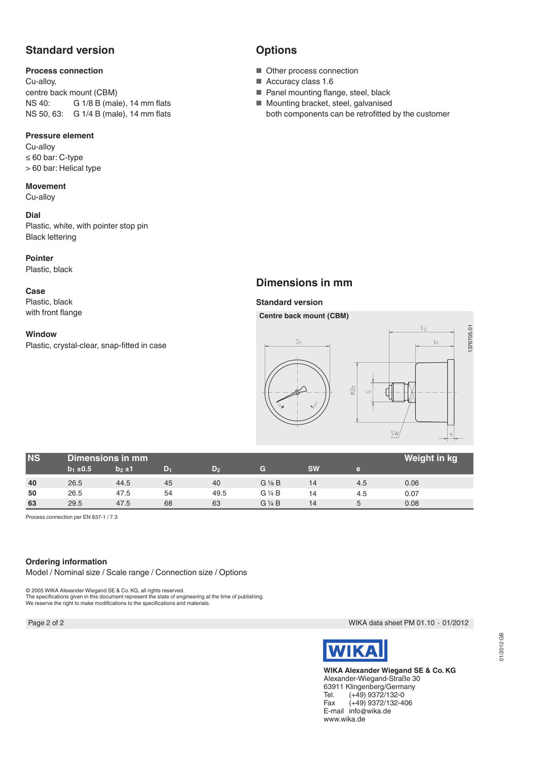## Standard version

**Process connection**
Cu-alloy,
centre back mount (CBM)
NS 40: G 1/8 B (male), 14 mm flats
NS 50, 63: G 1/4 B (male), 14 mm flats

**Pressure element**
Cu-alloy
≤ 60 bar: C-type
> 60 bar: Helical type

**Movement**
Cu-alloy

**Dial**
Plastic, white, with pointer stop pin
Black lettering

**Pointer**
Plastic, black

**Case**
Plastic, black
with front flange

**Window**
Plastic, crystal-clear, snap-fitted in case

## Options

- Other process connection
- Accuracy class 1.6
- Panel mounting flange, steel, black
- Mounting bracket, steel, galvanised
  both components can be retrofitted by the customer

## Dimensions in mm

**Standard version**

Centre back mount (CBM)

$b_2$
$b_1$
$D_1$
$\phi D_2$
G
SW
e
1376705.01

| NS | Dimensions in mm | | | | | | | Weight in kg |
|---|---|---|---|---|---|---|---|---|
| | $b_1$ ±0.5 | $b_2$ ±1 | $D_1$ | $D_2$ | G | SW | e | |
| **40** | 26.5 | 44.5 | 45 | 40 | G ⅛ B | 14 | 4.5 | 0.06 |
| **50** | 26.5 | 47.5 | 54 | 49.5 | G ¼ B | 14 | 4.5 | 0.07 |
| **63** | 29.5 | 47.5 | 68 | 63 | G ¼ B | 14 | 5 | 0.08 |

Process connection per EN 837-1 / 7.3

**Ordering information**
Model / Nominal size / Scale range / Connection size / Options

© 2005 WIKA Alexander Wiegand SE & Co. KG, all rights reserved.
The specifications given in this document represent the state of engineering at the time of publishing.
We reserve the right to modifications to the specifications and materials.

WIKA data sheet PM 01.10 · 01/2012

**WIKA Alexander Wiegand SE & Co. KG**
Alexander-Wiegand-Straße 30
63911 Klingenberg/Germany
Tel. (+49) 9372/132-0
Fax (+49) 9372/132-406
E-mail info@wika.de
www.wika.de